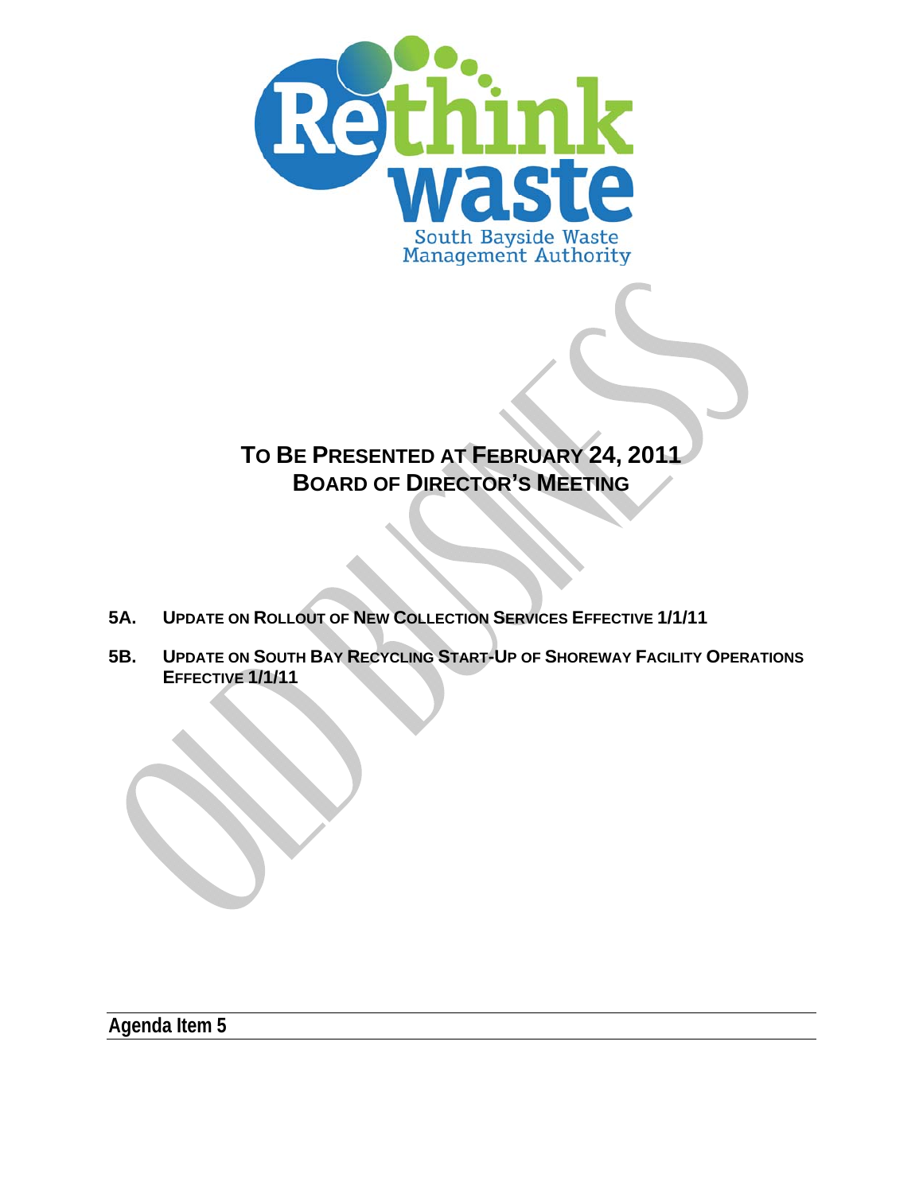Rethink waste

South Bayside Waste Management Authority

# TO BE PRESENTED AT FEBRUARY 24, 2011 BOARD OF DIRECTOR'S MEETING

OLD BUSINESS

**5A. UPDATE ON ROLLOUT OF NEW COLLECTION SERVICES EFFECTIVE 1/1/11**

**5B. UPDATE ON SOUTH BAY RECYCLING START-UP OF SHOREWAY FACILITY OPERATIONS EFFECTIVE 1/1/11**

**Agenda Item 5**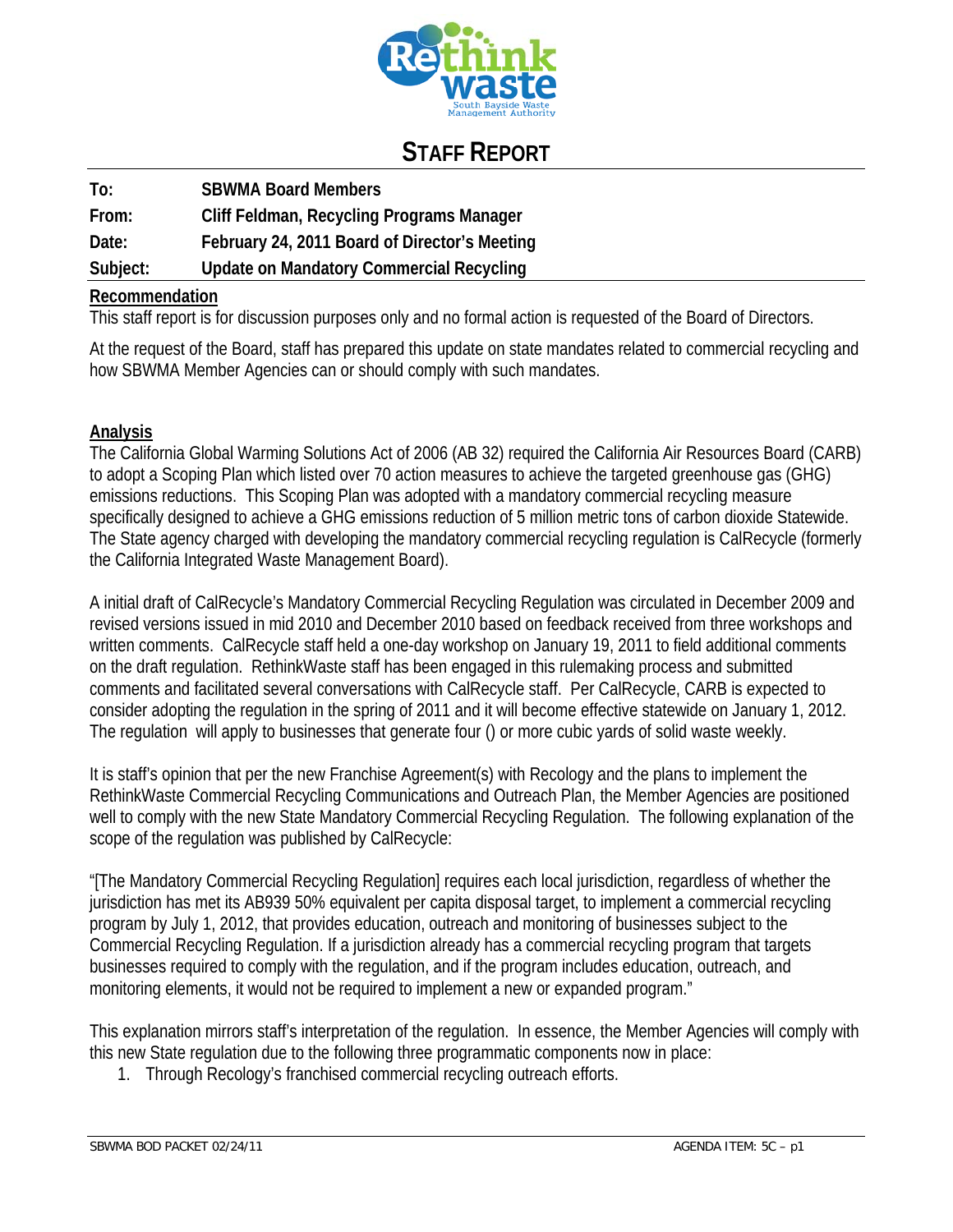Rethink waste
South Bayside Waste Management Authority

# STAFF REPORT

**To:** SBWMA Board Members

**From:** Cliff Feldman, Recycling Programs Manager

**Date:** February 24, 2011 Board of Director's Meeting

**Subject:** Update on Mandatory Commercial Recycling

## Recommendation

This staff report is for discussion purposes only and no formal action is requested of the Board of Directors.

At the request of the Board, staff has prepared this update on state mandates related to commercial recycling and how SBWMA Member Agencies can or should comply with such mandates.

## Analysis

The California Global Warming Solutions Act of 2006 (AB 32) required the California Air Resources Board (CARB) to adopt a Scoping Plan which listed over 70 action measures to achieve the targeted greenhouse gas (GHG) emissions reductions. This Scoping Plan was adopted with a mandatory commercial recycling measure specifically designed to achieve a GHG emissions reduction of 5 million metric tons of carbon dioxide Statewide. The State agency charged with developing the mandatory commercial recycling regulation is CalRecycle (formerly the California Integrated Waste Management Board).

A initial draft of CalRecycle's Mandatory Commercial Recycling Regulation was circulated in December 2009 and revised versions issued in mid 2010 and December 2010 based on feedback received from three workshops and written comments. CalRecycle staff held a one-day workshop on January 19, 2011 to field additional comments on the draft regulation. RethinkWaste staff has been engaged in this rulemaking process and submitted comments and facilitated several conversations with CalRecycle staff. Per CalRecycle, CARB is expected to consider adopting the regulation in the spring of 2011 and it will become effective statewide on January 1, 2012. The regulation will apply to businesses that generate four () or more cubic yards of solid waste weekly.

It is staff's opinion that per the new Franchise Agreement(s) with Recology and the plans to implement the RethinkWaste Commercial Recycling Communications and Outreach Plan, the Member Agencies are positioned well to comply with the new State Mandatory Commercial Recycling Regulation. The following explanation of the scope of the regulation was published by CalRecycle:

"[The Mandatory Commercial Recycling Regulation] requires each local jurisdiction, regardless of whether the jurisdiction has met its AB939 50% equivalent per capita disposal target, to implement a commercial recycling program by July 1, 2012, that provides education, outreach and monitoring of businesses subject to the Commercial Recycling Regulation. If a jurisdiction already has a commercial recycling program that targets businesses required to comply with the regulation, and if the program includes education, outreach, and monitoring elements, it would not be required to implement a new or expanded program."

This explanation mirrors staff's interpretation of the regulation. In essence, the Member Agencies will comply with this new State regulation due to the following three programmatic components now in place:

1. Through Recology's franchised commercial recycling outreach efforts.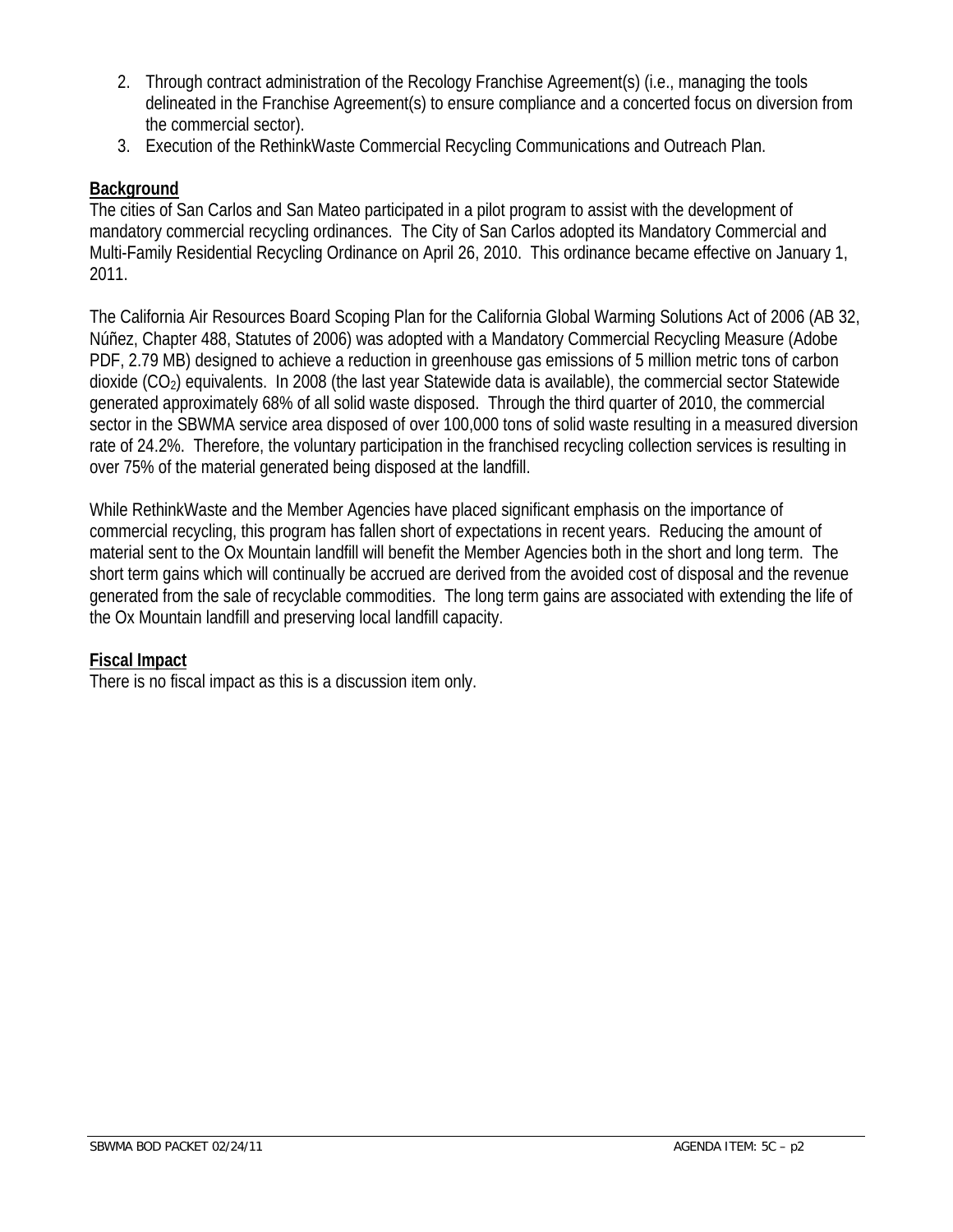2. Through contract administration of the Recology Franchise Agreement(s) (i.e., managing the tools delineated in the Franchise Agreement(s) to ensure compliance and a concerted focus on diversion from the commercial sector).
3. Execution of the RethinkWaste Commercial Recycling Communications and Outreach Plan.

**Background**

The cities of San Carlos and San Mateo participated in a pilot program to assist with the development of mandatory commercial recycling ordinances. The City of San Carlos adopted its Mandatory Commercial and Multi-Family Residential Recycling Ordinance on April 26, 2010. This ordinance became effective on January 1, 2011.

The California Air Resources Board Scoping Plan for the California Global Warming Solutions Act of 2006 (AB 32, Núñez, Chapter 488, Statutes of 2006) was adopted with a Mandatory Commercial Recycling Measure (Adobe PDF, 2.79 MB) designed to achieve a reduction in greenhouse gas emissions of 5 million metric tons of carbon dioxide ($CO_2$) equivalents. In 2008 (the last year Statewide data is available), the commercial sector Statewide generated approximately 68% of all solid waste disposed. Through the third quarter of 2010, the commercial sector in the SBWMA service area disposed of over 100,000 tons of solid waste resulting in a measured diversion rate of 24.2%. Therefore, the voluntary participation in the franchised recycling collection services is resulting in over 75% of the material generated being disposed at the landfill.

While RethinkWaste and the Member Agencies have placed significant emphasis on the importance of commercial recycling, this program has fallen short of expectations in recent years. Reducing the amount of material sent to the Ox Mountain landfill will benefit the Member Agencies both in the short and long term. The short term gains which will continually be accrued are derived from the avoided cost of disposal and the revenue generated from the sale of recyclable commodities. The long term gains are associated with extending the life of the Ox Mountain landfill and preserving local landfill capacity.

**Fiscal Impact**

There is no fiscal impact as this is a discussion item only.